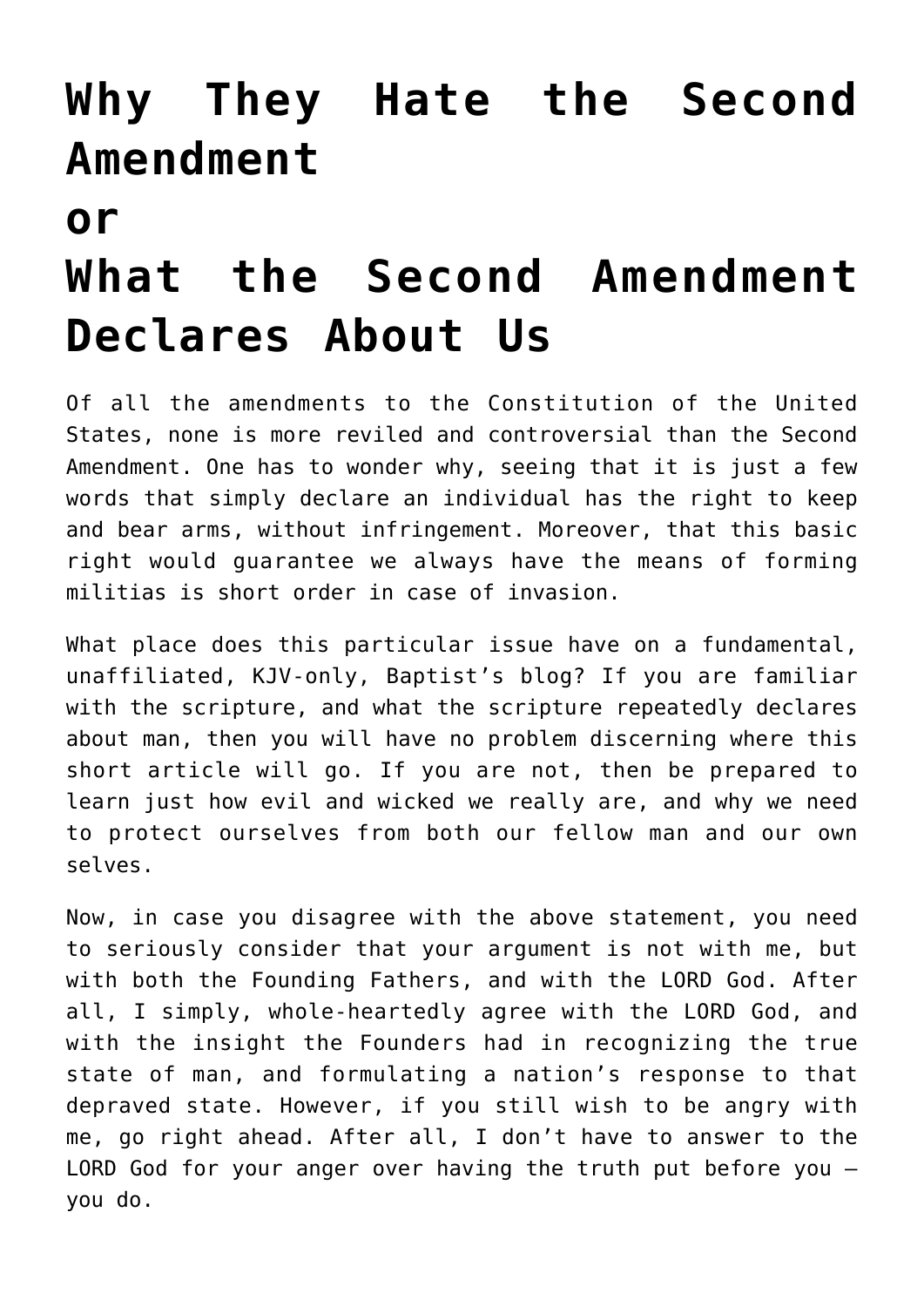# Why They Hate the Second Amendment
# or
# What the Second Amendment Declares About Us

Of all the amendments to the Constitution of the United States, none is more reviled and controversial than the Second Amendment. One has to wonder why, seeing that it is just a few words that simply declare an individual has the right to keep and bear arms, without infringement. Moreover, that this basic right would guarantee we always have the means of forming militias is short order in case of invasion.

What place does this particular issue have on a fundamental, unaffiliated, KJV-only, Baptist's blog? If you are familiar with the scripture, and what the scripture repeatedly declares about man, then you will have no problem discerning where this short article will go. If you are not, then be prepared to learn just how evil and wicked we really are, and why we need to protect ourselves from both our fellow man and our own selves.

Now, in case you disagree with the above statement, you need to seriously consider that your argument is not with me, but with both the Founding Fathers, and with the LORD God. After all, I simply, whole-heartedly agree with the LORD God, and with the insight the Founders had in recognizing the true state of man, and formulating a nation's response to that depraved state. However, if you still wish to be angry with me, go right ahead. After all, I don't have to answer to the LORD God for your anger over having the truth put before you – you do.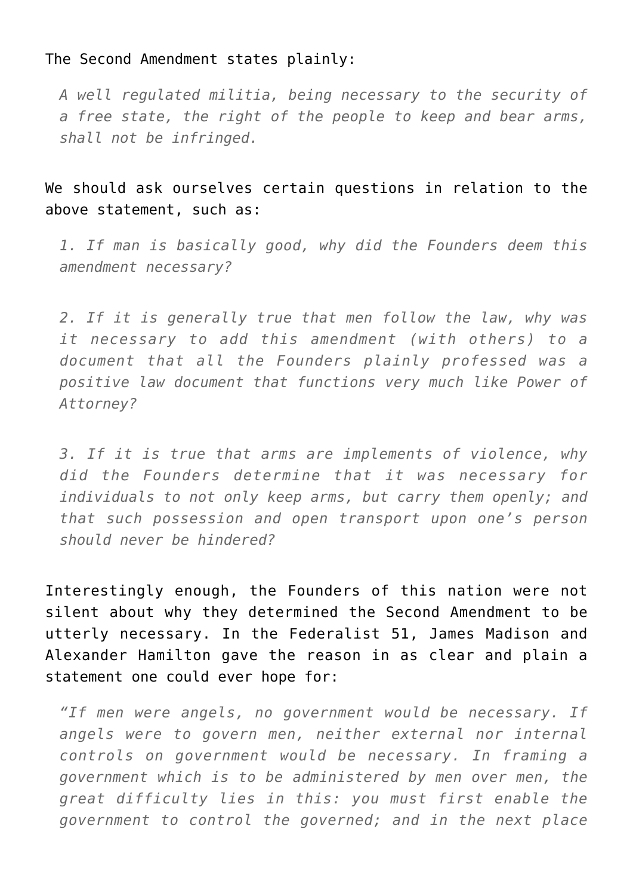The Second Amendment states plainly:

> *A well regulated militia, being necessary to the security of a free state, the right of the people to keep and bear arms, shall not be infringed.*

We should ask ourselves certain questions in relation to the above statement, such as:

> *1. If man is basically good, why did the Founders deem this amendment necessary?*
>
> *2. If it is generally true that men follow the law, why was it necessary to add this amendment (with others) to a document that all the Founders plainly professed was a positive law document that functions very much like Power of Attorney?*
>
> *3. If it is true that arms are implements of violence, why did the Founders determine that it was necessary for individuals to not only keep arms, but carry them openly; and that such possession and open transport upon one's person should never be hindered?*

Interestingly enough, the Founders of this nation were not silent about why they determined the Second Amendment to be utterly necessary. In the Federalist 51, James Madison and Alexander Hamilton gave the reason in as clear and plain a statement one could ever hope for:

> *"If men were angels, no government would be necessary. If angels were to govern men, neither external nor internal controls on government would be necessary. In framing a government which is to be administered by men over men, the great difficulty lies in this: you must first enable the government to control the governed; and in the next place*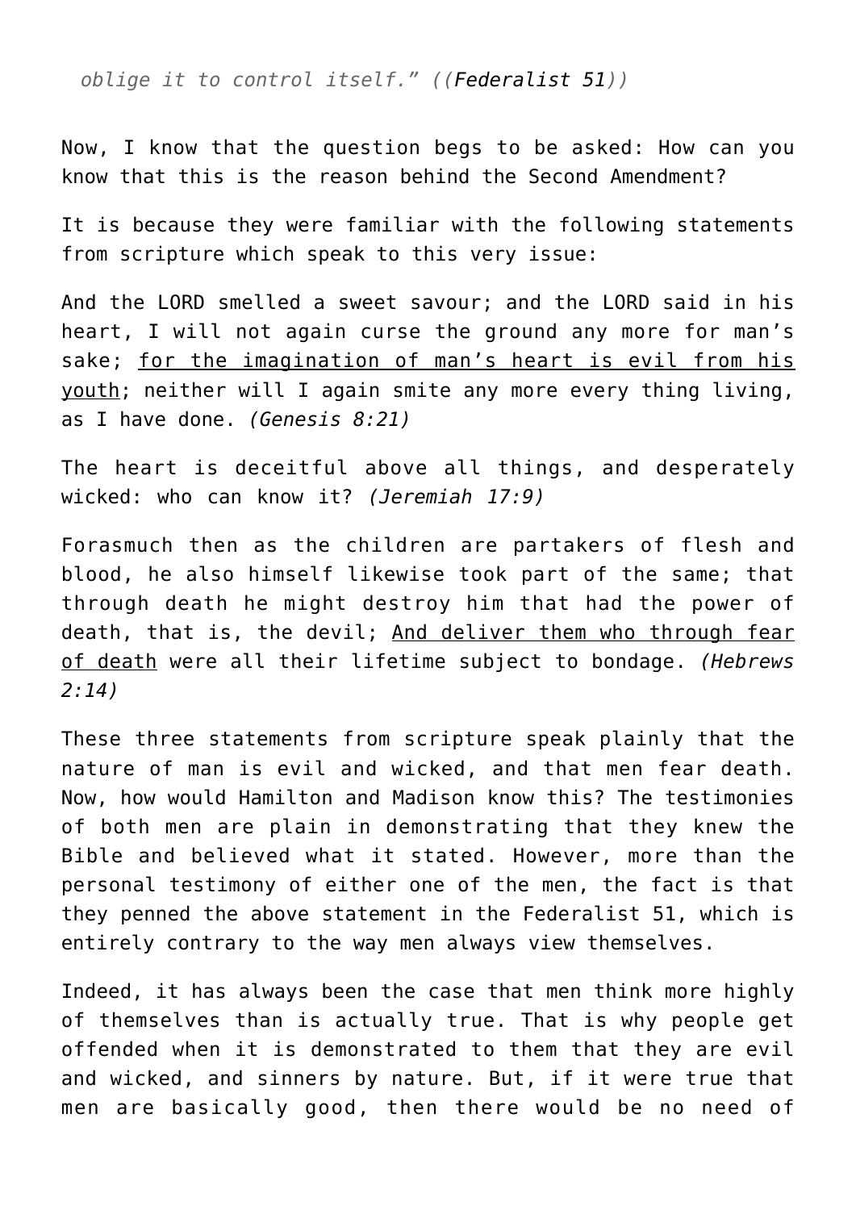*oblige it to control itself." ((Federalist 51))*

Now, I know that the question begs to be asked: How can you know that this is the reason behind the Second Amendment?

It is because they were familiar with the following statements from scripture which speak to this very issue:

And the LORD smelled a sweet savour; and the LORD said in his heart, I will not again curse the ground any more for man's sake; <u>for the imagination of man's heart is evil from his youth</u>; neither will I again smite any more every thing living, as I have done. *(Genesis 8:21)*

The heart is deceitful above all things, and desperately wicked: who can know it? *(Jeremiah 17:9)*

Forasmuch then as the children are partakers of flesh and blood, he also himself likewise took part of the same; that through death he might destroy him that had the power of death, that is, the devil; <u>And deliver them who through fear of death</u> were all their lifetime subject to bondage. *(Hebrews 2:14)*

These three statements from scripture speak plainly that the nature of man is evil and wicked, and that men fear death. Now, how would Hamilton and Madison know this? The testimonies of both men are plain in demonstrating that they knew the Bible and believed what it stated. However, more than the personal testimony of either one of the men, the fact is that they penned the above statement in the Federalist 51, which is entirely contrary to the way men always view themselves.

Indeed, it has always been the case that men think more highly of themselves than is actually true. That is why people get offended when it is demonstrated to them that they are evil and wicked, and sinners by nature. But, if it were true that men are basically good, then there would be no need of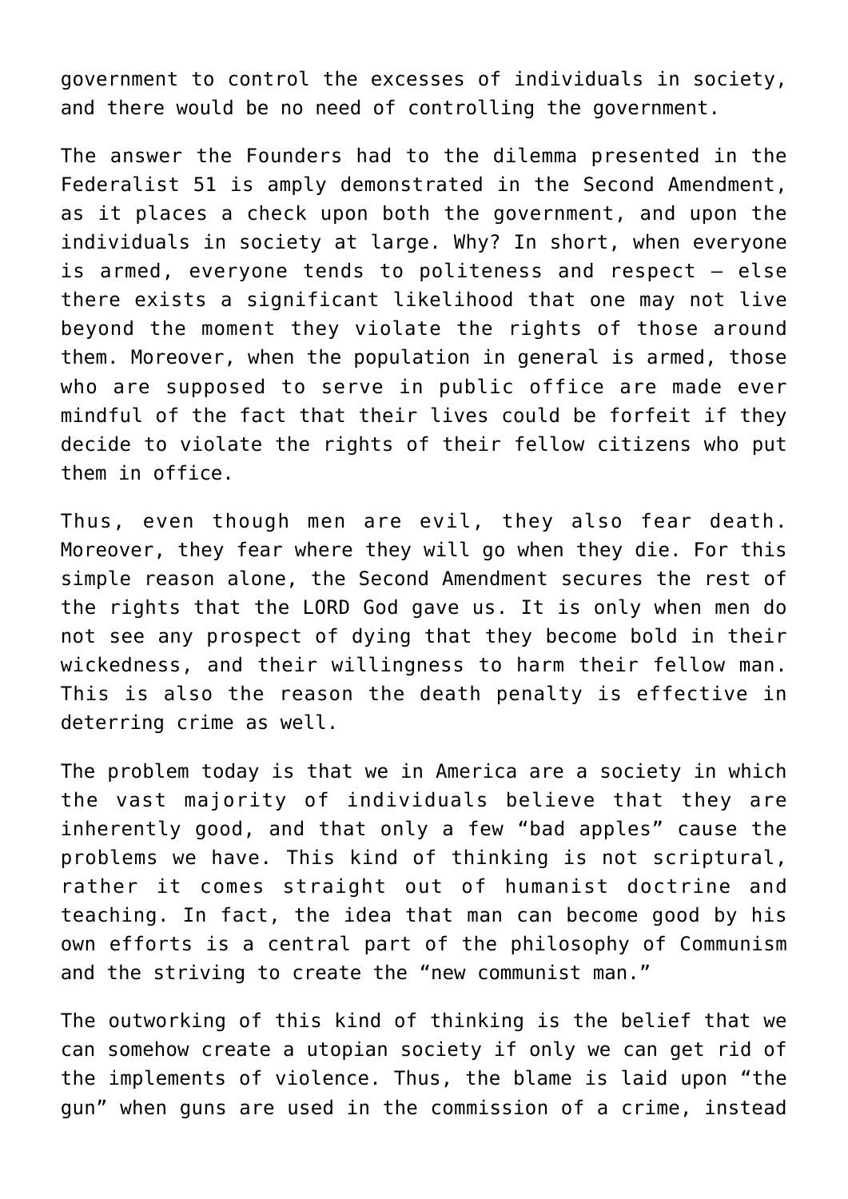government to control the excesses of individuals in society, and there would be no need of controlling the government.

The answer the Founders had to the dilemma presented in the Federalist 51 is amply demonstrated in the Second Amendment, as it places a check upon both the government, and upon the individuals in society at large. Why? In short, when everyone is armed, everyone tends to politeness and respect – else there exists a significant likelihood that one may not live beyond the moment they violate the rights of those around them. Moreover, when the population in general is armed, those who are supposed to serve in public office are made ever mindful of the fact that their lives could be forfeit if they decide to violate the rights of their fellow citizens who put them in office.

Thus, even though men are evil, they also fear death. Moreover, they fear where they will go when they die. For this simple reason alone, the Second Amendment secures the rest of the rights that the LORD God gave us. It is only when men do not see any prospect of dying that they become bold in their wickedness, and their willingness to harm their fellow man. This is also the reason the death penalty is effective in deterring crime as well.

The problem today is that we in America are a society in which the vast majority of individuals believe that they are inherently good, and that only a few "bad apples" cause the problems we have. This kind of thinking is not scriptural, rather it comes straight out of humanist doctrine and teaching. In fact, the idea that man can become good by his own efforts is a central part of the philosophy of Communism and the striving to create the "new communist man."

The outworking of this kind of thinking is the belief that we can somehow create a utopian society if only we can get rid of the implements of violence. Thus, the blame is laid upon "the gun" when guns are used in the commission of a crime, instead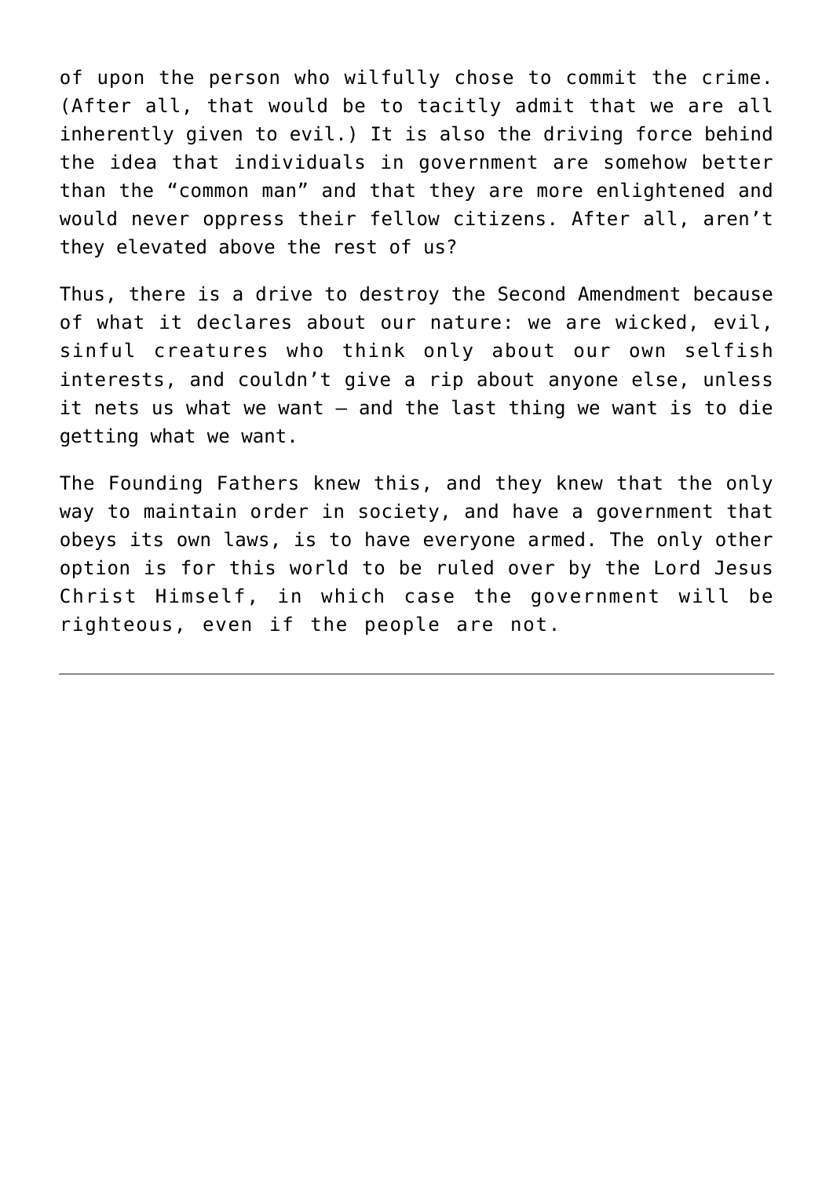of upon the person who wilfully chose to commit the crime. (After all, that would be to tacitly admit that we are all inherently given to evil.) It is also the driving force behind the idea that individuals in government are somehow better than the "common man" and that they are more enlightened and would never oppress their fellow citizens. After all, aren't they elevated above the rest of us?

Thus, there is a drive to destroy the Second Amendment because of what it declares about our nature: we are wicked, evil, sinful creatures who think only about our own selfish interests, and couldn't give a rip about anyone else, unless it nets us what we want – and the last thing we want is to die getting what we want.

The Founding Fathers knew this, and they knew that the only way to maintain order in society, and have a government that obeys its own laws, is to have everyone armed. The only other option is for this world to be ruled over by the Lord Jesus Christ Himself, in which case the government will be righteous, even if the people are not.

---